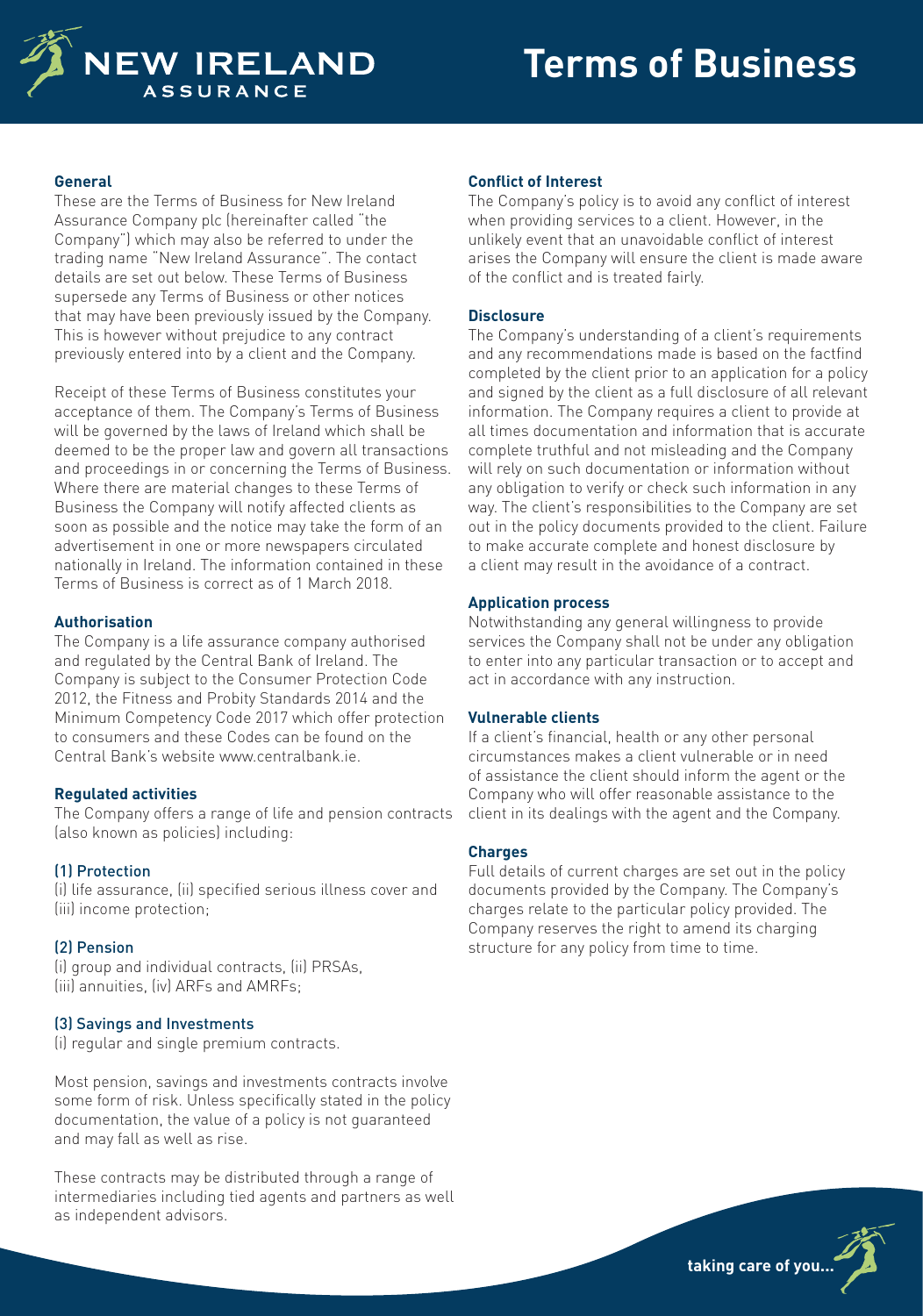# Terms of Business

NEW IRELAND ASSURANCE

### General

These are the Terms of Business for New Ireland Assurance Company plc (hereinafter called "the Company") which may also be referred to under the trading name "New Ireland Assurance". The contact details are set out below. These Terms of Business supersede any Terms of Business or other notices that may have been previously issued by the Company. This is however without prejudice to any contract previously entered into by a client and the Company.

Receipt of these Terms of Business constitutes your acceptance of them. The Company's Terms of Business will be governed by the laws of Ireland which shall be deemed to be the proper law and govern all transactions and proceedings in or concerning the Terms of Business. Where there are material changes to these Terms of Business the Company will notify affected clients as soon as possible and the notice may take the form of an advertisement in one or more newspapers circulated nationally in Ireland. The information contained in these Terms of Business is correct as of 1 March 2018.

### Authorisation

The Company is a life assurance company authorised and regulated by the Central Bank of Ireland. The Company is subject to the Consumer Protection Code 2012, the Fitness and Probity Standards 2014 and the Minimum Competency Code 2017 which offer protection to consumers and these Codes can be found on the Central Bank's website www.centralbank.ie.

### Regulated activities

The Company offers a range of life and pension contracts (also known as policies) including:

#### (1) Protection

(i) life assurance, (ii) specified serious illness cover and (iii) income protection;

#### (2) Pension

(i) group and individual contracts, (ii) PRSAs, (iii) annuities, (iv) ARFs and AMRFs;

#### (3) Savings and Investments

(i) regular and single premium contracts.

Most pension, savings and investments contracts involve some form of risk. Unless specifically stated in the policy documentation, the value of a policy is not guaranteed and may fall as well as rise.

These contracts may be distributed through a range of intermediaries including tied agents and partners as well as independent advisors.

### Conflict of Interest

The Company's policy is to avoid any conflict of interest when providing services to a client. However, in the unlikely event that an unavoidable conflict of interest arises the Company will ensure the client is made aware of the conflict and is treated fairly.

### Disclosure

The Company's understanding of a client's requirements and any recommendations made is based on the factfind completed by the client prior to an application for a policy and signed by the client as a full disclosure of all relevant information. The Company requires a client to provide at all times documentation and information that is accurate complete truthful and not misleading and the Company will rely on such documentation or information without any obligation to verify or check such information in any way. The client's responsibilities to the Company are set out in the policy documents provided to the client. Failure to make accurate complete and honest disclosure by a client may result in the avoidance of a contract.

### Application process

Notwithstanding any general willingness to provide services the Company shall not be under any obligation to enter into any particular transaction or to accept and act in accordance with any instruction.

### Vulnerable clients

If a client's financial, health or any other personal circumstances makes a client vulnerable or in need of assistance the client should inform the agent or the Company who will offer reasonable assistance to the client in its dealings with the agent and the Company.

### Charges

Full details of current charges are set out in the policy documents provided by the Company. The Company's charges relate to the particular policy provided. The Company reserves the right to amend its charging structure for any policy from time to time.

taking care of you...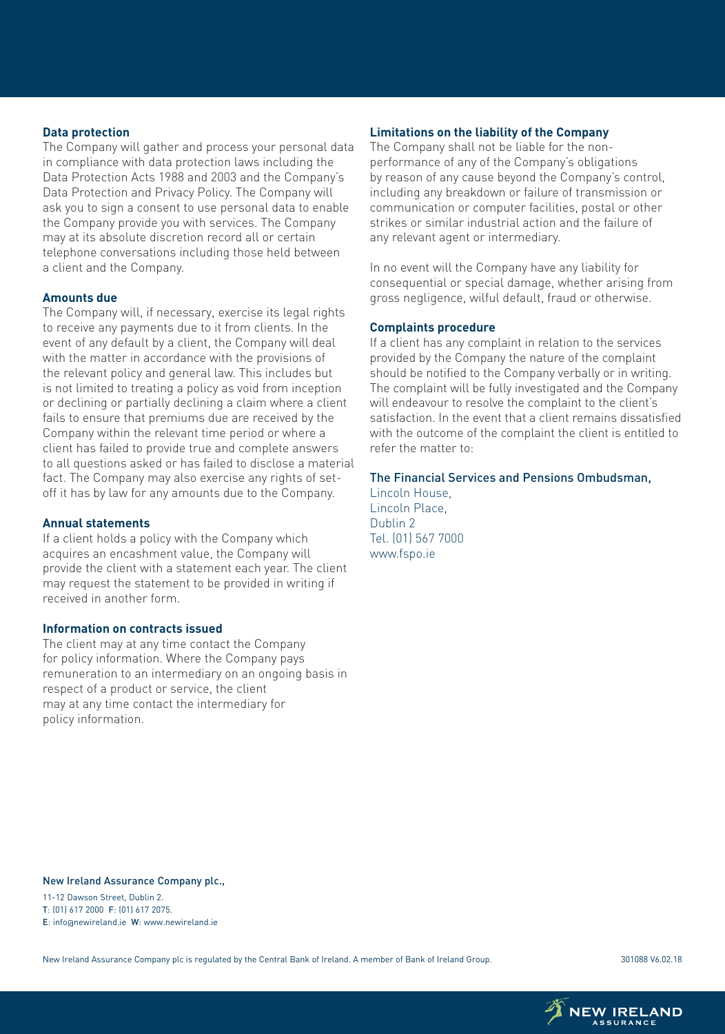### Data protection

The Company will gather and process your personal data in compliance with data protection laws including the Data Protection Acts 1988 and 2003 and the Company's Data Protection and Privacy Policy. The Company will ask you to sign a consent to use personal data to enable the Company provide you with services. The Company may at its absolute discretion record all or certain telephone conversations including those held between a client and the Company.

### Amounts due

The Company will, if necessary, exercise its legal rights to receive any payments due to it from clients. In the event of any default by a client, the Company will deal with the matter in accordance with the provisions of the relevant policy and general law. This includes but is not limited to treating a policy as void from inception or declining or partially declining a claim where a client fails to ensure that premiums due are received by the Company within the relevant time period or where a client has failed to provide true and complete answers to all questions asked or has failed to disclose a material fact. The Company may also exercise any rights of set-off it has by law for any amounts due to the Company.

### Annual statements

If a client holds a policy with the Company which acquires an encashment value, the Company will provide the client with a statement each year. The client may request the statement to be provided in writing if received in another form.

### Information on contracts issued

The client may at any time contact the Company for policy information. Where the Company pays remuneration to an intermediary on an ongoing basis in respect of a product or service, the client may at any time contact the intermediary for policy information.

### Limitations on the liability of the Company

The Company shall not be liable for the non-performance of any of the Company's obligations by reason of any cause beyond the Company's control, including any breakdown or failure of transmission or communication or computer facilities, postal or other strikes or similar industrial action and the failure of any relevant agent or intermediary.

In no event will the Company have any liability for consequential or special damage, whether arising from gross negligence, wilful default, fraud or otherwise.

### Complaints procedure

If a client has any complaint in relation to the services provided by the Company the nature of the complaint should be notified to the Company verbally or in writing. The complaint will be fully investigated and the Company will endeavour to resolve the complaint to the client's satisfaction. In the event that a client remains dissatisfied with the outcome of the complaint the client is entitled to refer the matter to:

The Financial Services and Pensions Ombudsman,
Lincoln House,
Lincoln Place,
Dublin 2
Tel. (01) 567 7000
www.fspo.ie

New Ireland Assurance Company plc.,
11-12 Dawson Street, Dublin 2.
T: (01) 617 2000 F: (01) 617 2075.
E: info@newireland.ie W: www.newireland.ie

New Ireland Assurance Company plc is regulated by the Central Bank of Ireland. A member of Bank of Ireland Group.

301088 V6.02.18